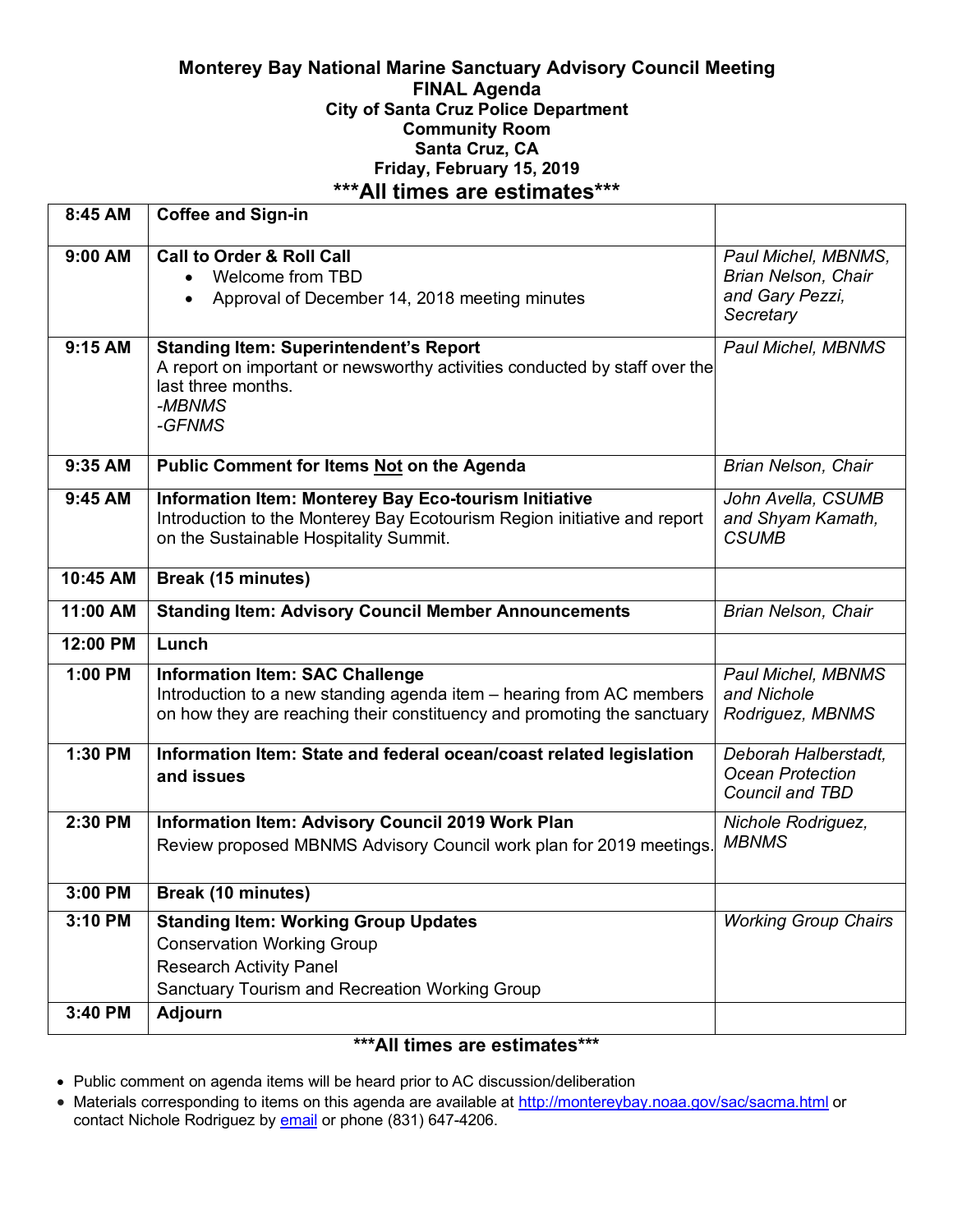# Monterey Bay National Marine Sanctuary Advisory Council Meeting

**FINAL Agenda**

**City of Santa Cruz Police Department**

**Community Room**

**Santa Cruz, CA**

**Friday, February 15, 2019**

## ***All times are estimates***

| Time | Item | Presenter |
|---|---|---|
| **8:45 AM** | **Coffee and Sign-in** | |
| **9:00 AM** | **Call to Order & Roll Call**<br>• Welcome from TBD<br>• Approval of December 14, 2018 meeting minutes | *Paul Michel, MBNMS, Brian Nelson, Chair and Gary Pezzi, Secretary* |
| **9:15 AM** | **Standing Item: Superintendent's Report**<br>A report on important or newsworthy activities conducted by staff over the last three months.<br>*-MBNMS*<br>*-GFNMS* | *Paul Michel, MBNMS* |
| **9:35 AM** | **Public Comment for Items <u>Not</u> on the Agenda** | *Brian Nelson, Chair* |
| **9:45 AM** | **Information Item: Monterey Bay Eco-tourism Initiative**<br>Introduction to the Monterey Bay Ecotourism Region initiative and report on the Sustainable Hospitality Summit. | *John Avella, CSUMB and Shyam Kamath, CSUMB* |
| **10:45 AM** | **Break (15 minutes)** | |
| **11:00 AM** | **Standing Item: Advisory Council Member Announcements** | *Brian Nelson, Chair* |
| **12:00 PM** | **Lunch** | |
| **1:00 PM** | **Information Item: SAC Challenge**<br>Introduction to a new standing agenda item – hearing from AC members on how they are reaching their constituency and promoting the sanctuary | *Paul Michel, MBNMS and Nichole Rodriguez, MBNMS* |
| **1:30 PM** | **Information Item: State and federal ocean/coast related legislation and issues** | *Deborah Halberstadt, Ocean Protection Council and TBD* |
| **2:30 PM** | **Information Item: Advisory Council 2019 Work Plan**<br>Review proposed MBNMS Advisory Council work plan for 2019 meetings. | *Nichole Rodriguez, MBNMS* |
| **3:00 PM** | **Break (10 minutes)** | |
| **3:10 PM** | **Standing Item: Working Group Updates**<br>Conservation Working Group<br>Research Activity Panel<br>Sanctuary Tourism and Recreation Working Group | *Working Group Chairs* |
| **3:40 PM** | **Adjourn** | |

**\*\*\*All times are estimates\*\*\***

- Public comment on agenda items will be heard prior to AC discussion/deliberation
- Materials corresponding to items on this agenda are available at http://montereybay.noaa.gov/sac/sacma.html or contact Nichole Rodriguez by email or phone (831) 647-4206.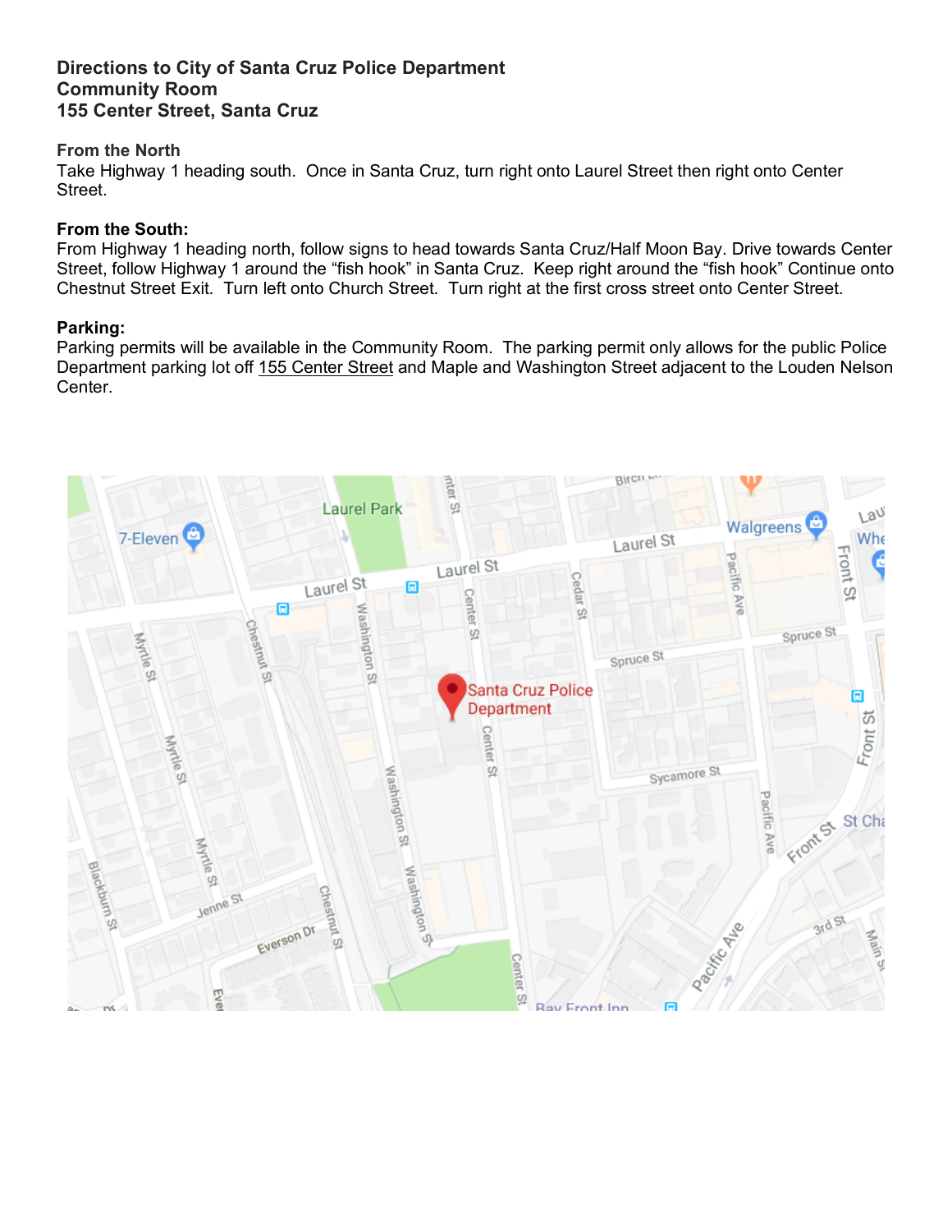# Directions to City of Santa Cruz Police Department
## Community Room
## 155 Center Street, Santa Cruz

**From the North**

Take Highway 1 heading south. Once in Santa Cruz, turn right onto Laurel Street then right onto Center Street.

**From the South:**

From Highway 1 heading north, follow signs to head towards Santa Cruz/Half Moon Bay. Drive towards Center Street, follow Highway 1 around the "fish hook" in Santa Cruz. Keep right around the "fish hook" Continue onto Chestnut Street Exit. Turn left onto Church Street. Turn right at the first cross street onto Center Street.

**Parking:**

Parking permits will be available in the Community Room. The parking permit only allows for the public Police Department parking lot off 155 Center Street and Maple and Washington Street adjacent to the Louden Nelson Center.